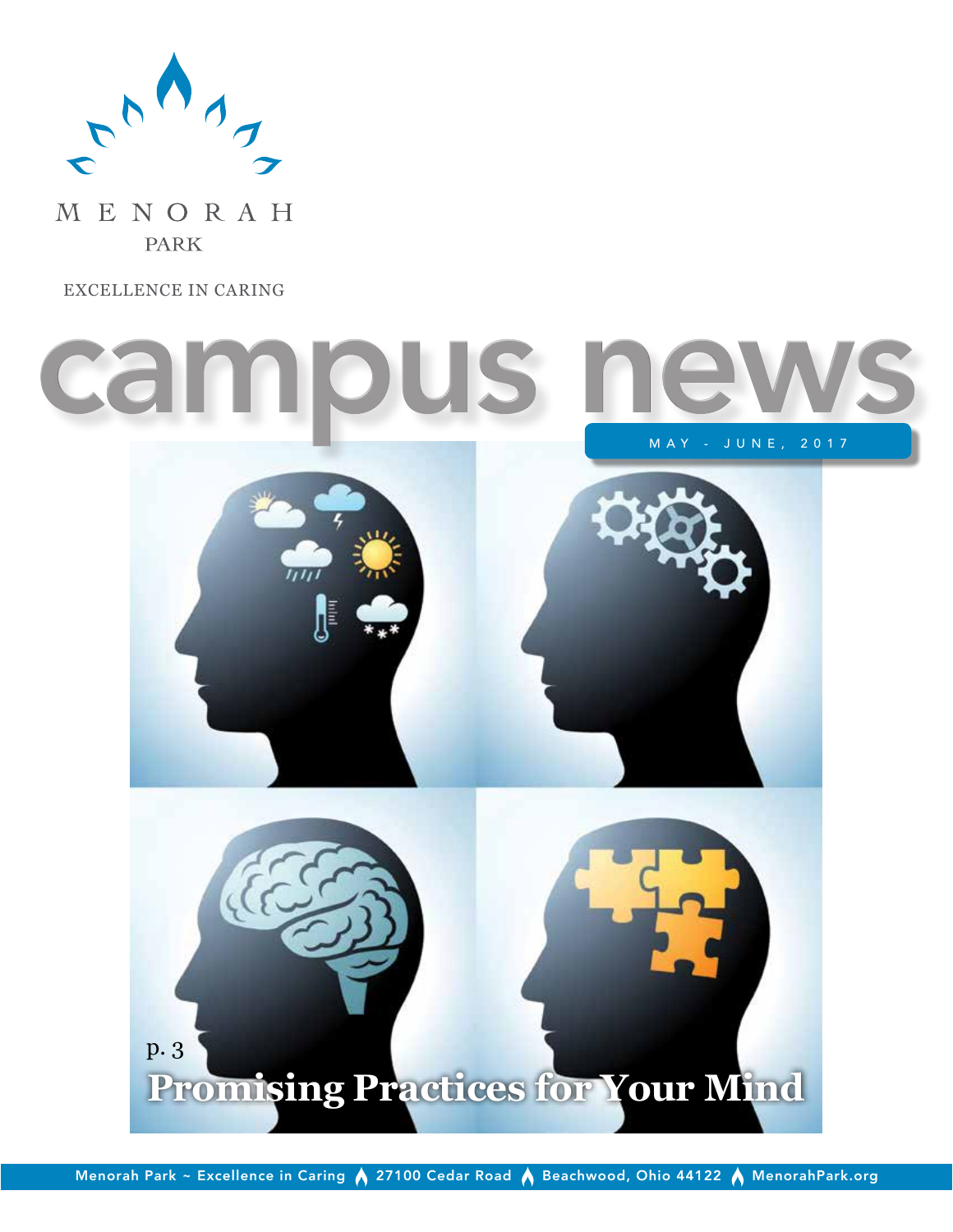MENORAH PARK

EXCELLENCE IN CARING

# campus news

MAY - JUNE, 2017

p. 3

## Promising Practices for Your Mind

Menorah Park ~ Excellence in Caring | 27100 Cedar Road | Beachwood, Ohio 44122 | MenorahPark.org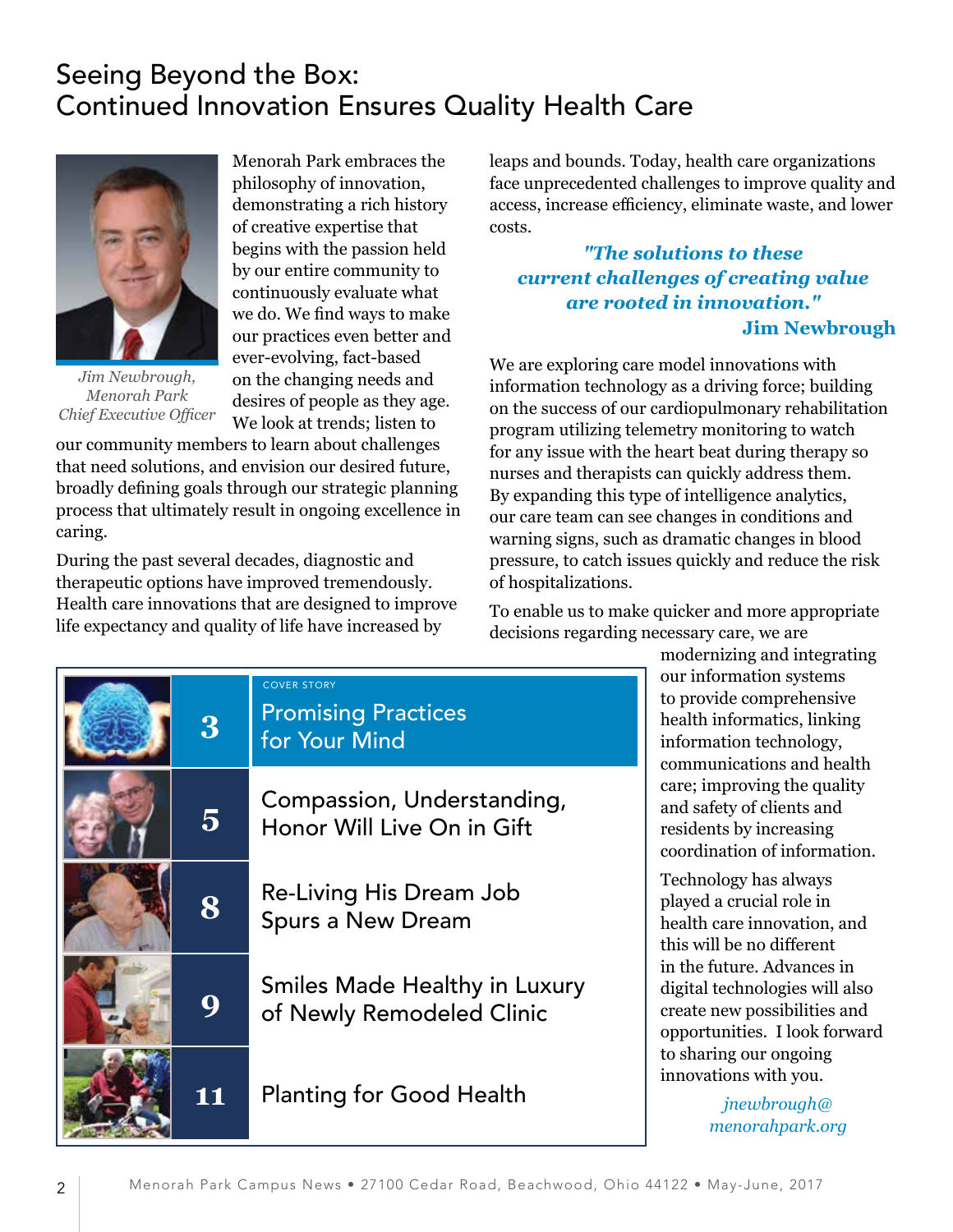# Seeing Beyond the Box: Continued Innovation Ensures Quality Health Care

*Jim Newbrough, Menorah Park Chief Executive Officer*

Menorah Park embraces the philosophy of innovation, demonstrating a rich history of creative expertise that begins with the passion held by our entire community to continuously evaluate what we do. We find ways to make our practices even better and ever-evolving, fact-based on the changing needs and desires of people as they age. We look at trends; listen to our community members to learn about challenges that need solutions, and envision our desired future, broadly defining goals through our strategic planning process that ultimately result in ongoing excellence in caring.

During the past several decades, diagnostic and therapeutic options have improved tremendously. Health care innovations that are designed to improve life expectancy and quality of life have increased by leaps and bounds. Today, health care organizations face unprecedented challenges to improve quality and access, increase efficiency, eliminate waste, and lower costs.

> ***"The solutions to these current challenges of creating value are rooted in innovation."***
> **Jim Newbrough**

We are exploring care model innovations with information technology as a driving force; building on the success of our cardiopulmonary rehabilitation program utilizing telemetry monitoring to watch for any issue with the heart beat during therapy so nurses and therapists can quickly address them. By expanding this type of intelligence analytics, our care team can see changes in conditions and warning signs, such as dramatic changes in blood pressure, to catch issues quickly and reduce the risk of hospitalizations.

To enable us to make quicker and more appropriate decisions regarding necessary care, we are modernizing and integrating our information systems to provide comprehensive health informatics, linking information technology, communications and health care; improving the quality and safety of clients and residents by increasing coordination of information.

Technology has always played a crucial role in health care innovation, and this will be no different in the future. Advances in digital technologies will also create new possibilities and opportunities. I look forward to sharing our ongoing innovations with you.

*jnewbrough@menorahpark.org*

| Page | Article |
|---|---|
| 3 | COVER STORY — Promising Practices for Your Mind |
| 5 | Compassion, Understanding, Honor Will Live On in Gift |
| 8 | Re-Living His Dream Job Spurs a New Dream |
| 9 | Smiles Made Healthy in Luxury of Newly Remodeled Clinic |
| 11 | Planting for Good Health |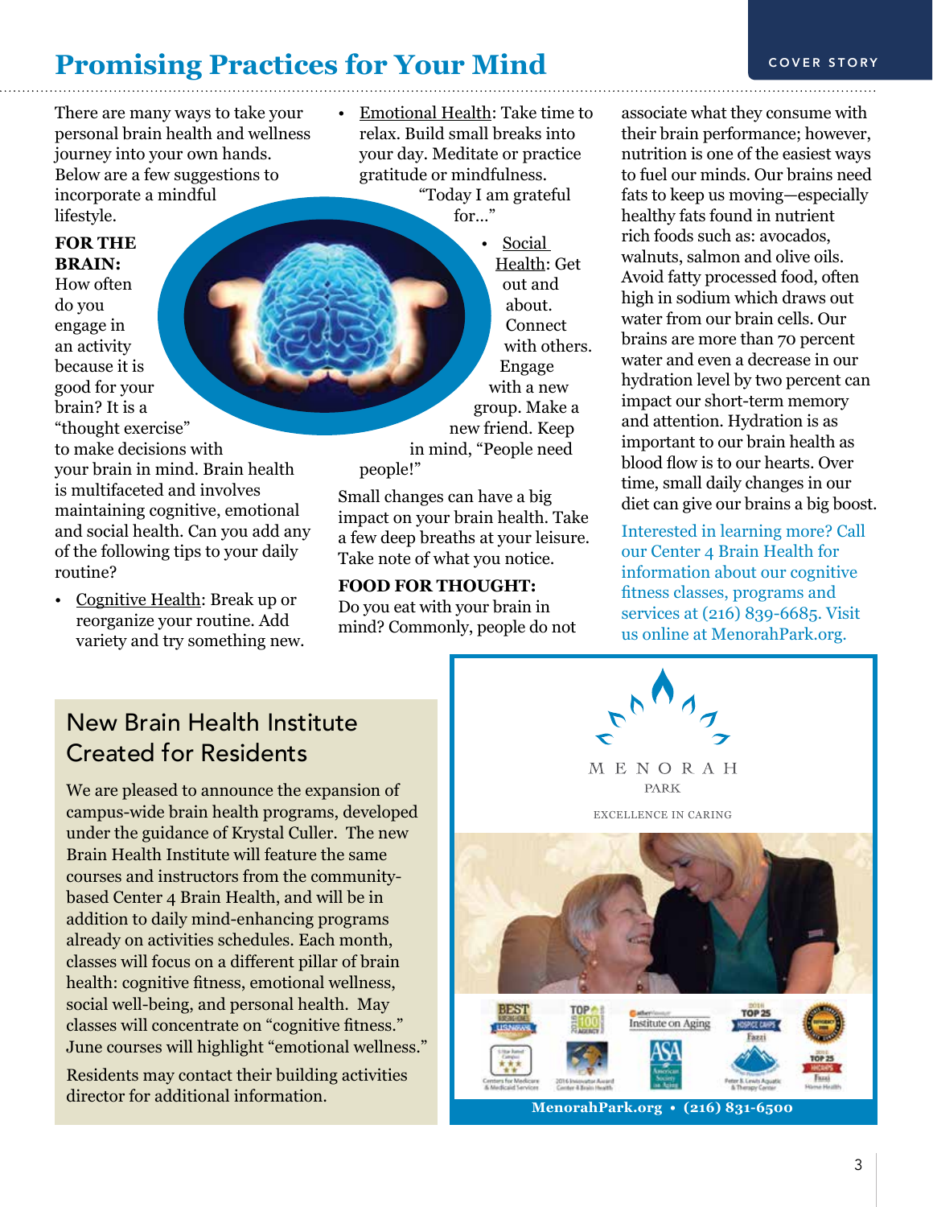# Promising Practices for Your Mind

There are many ways to take your personal brain health and wellness journey into your own hands. Below are a few suggestions to incorporate a mindful lifestyle.

**FOR THE BRAIN:** How often do you engage in an activity because it is good for your brain? It is a "thought exercise" to make decisions with your brain in mind. Brain health is multifaceted and involves maintaining cognitive, emotional and social health. Can you add any of the following tips to your daily routine?

- Cognitive Health: Break up or reorganize your routine. Add variety and try something new.
- Emotional Health: Take time to relax. Build small breaks into your day. Meditate or practice gratitude or mindfulness. "Today I am grateful for..."
- Social Health: Get out and about. Connect with others. Engage with a new group. Make a new friend. Keep in mind, "People need people!"

Small changes can have a big impact on your brain health. Take a few deep breaths at your leisure. Take note of what you notice.

**FOOD FOR THOUGHT:** Do you eat with your brain in mind? Commonly, people do not associate what they consume with their brain performance; however, nutrition is one of the easiest ways to fuel our minds. Our brains need fats to keep us moving—especially healthy fats found in nutrient rich foods such as: avocados, walnuts, salmon and olive oils. Avoid fatty processed food, often high in sodium which draws out water from our brain cells. Our brains are more than 70 percent water and even a decrease in our hydration level by two percent can impact our short-term memory and attention. Hydration is as important to our brain health as blood flow is to our hearts. Over time, small daily changes in our diet can give our brains a big boost.

Interested in learning more? Call our Center 4 Brain Health for information about our cognitive fitness classes, programs and services at (216) 839-6685. Visit us online at MenorahPark.org.

## New Brain Health Institute Created for Residents

We are pleased to announce the expansion of campus-wide brain health programs, developed under the guidance of Krystal Culler. The new Brain Health Institute will feature the same courses and instructors from the community-based Center 4 Brain Health, and will be in addition to daily mind-enhancing programs already on activities schedules. Each month, classes will focus on a different pillar of brain health: cognitive fitness, emotional wellness, social well-being, and personal health. May classes will concentrate on "cognitive fitness." June courses will highlight "emotional wellness."

Residents may contact their building activities director for additional information.

MENORAH PARK

EXCELLENCE IN CARING

MenorahPark.org • (216) 831-6500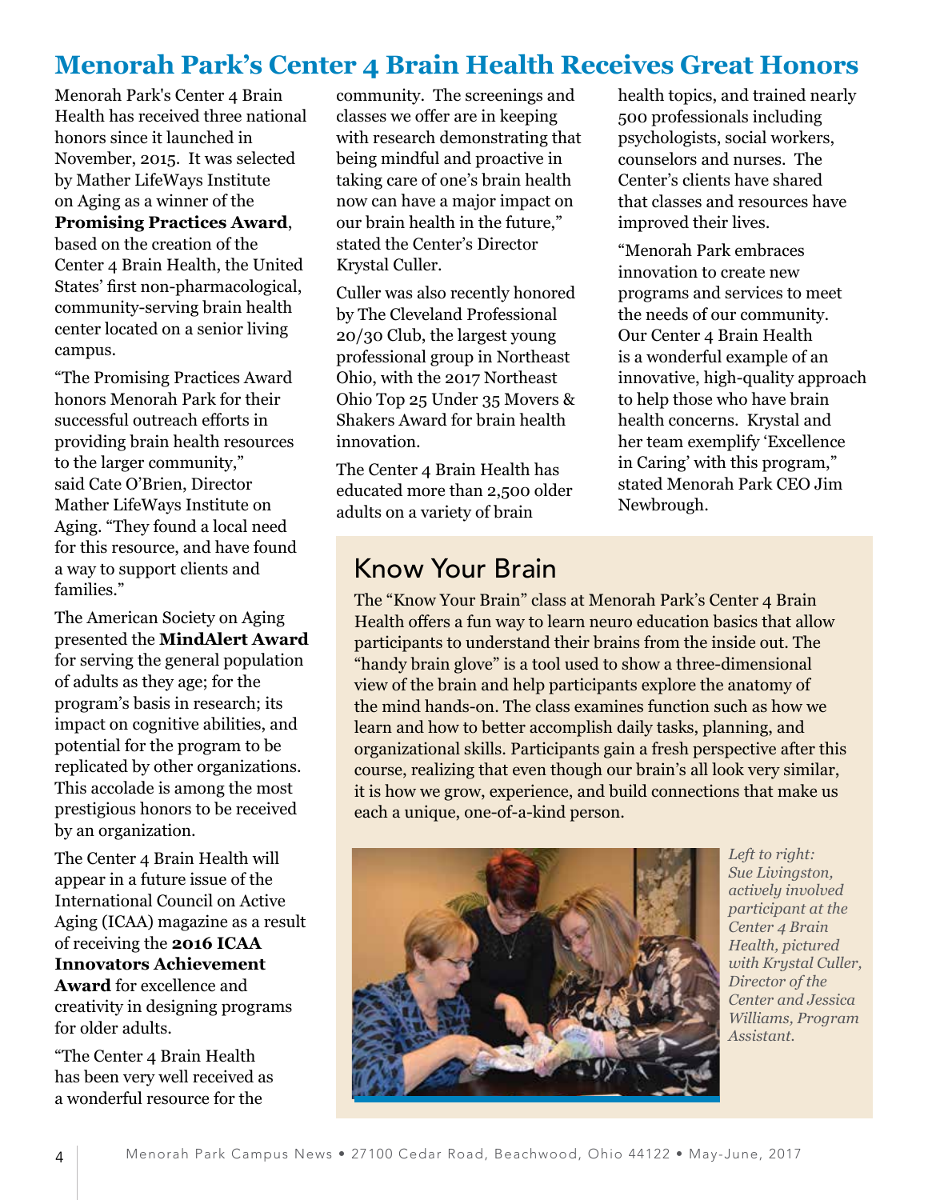# Menorah Park's Center 4 Brain Health Receives Great Honors

Menorah Park's Center 4 Brain Health has received three national honors since it launched in November, 2015. It was selected by Mather LifeWays Institute on Aging as a winner of the **Promising Practices Award**, based on the creation of the Center 4 Brain Health, the United States' first non-pharmacological, community-serving brain health center located on a senior living campus.

"The Promising Practices Award honors Menorah Park for their successful outreach efforts in providing brain health resources to the larger community," said Cate O'Brien, Director Mather LifeWays Institute on Aging. "They found a local need for this resource, and have found a way to support clients and families."

The American Society on Aging presented the **MindAlert Award** for serving the general population of adults as they age; for the program's basis in research; its impact on cognitive abilities, and potential for the program to be replicated by other organizations. This accolade is among the most prestigious honors to be received by an organization.

The Center 4 Brain Health will appear in a future issue of the International Council on Active Aging (ICAA) magazine as a result of receiving the **2016 ICAA Innovators Achievement Award** for excellence and creativity in designing programs for older adults.

"The Center 4 Brain Health has been very well received as a wonderful resource for the community. The screenings and classes we offer are in keeping with research demonstrating that being mindful and proactive in taking care of one's brain health now can have a major impact on our brain health in the future," stated the Center's Director Krystal Culler.

Culler was also recently honored by The Cleveland Professional 20/30 Club, the largest young professional group in Northeast Ohio, with the 2017 Northeast Ohio Top 25 Under 35 Movers & Shakers Award for brain health innovation.

The Center 4 Brain Health has educated more than 2,500 older adults on a variety of brain health topics, and trained nearly 500 professionals including psychologists, social workers, counselors and nurses. The Center's clients have shared that classes and resources have improved their lives.

"Menorah Park embraces innovation to create new programs and services to meet the needs of our community. Our Center 4 Brain Health is a wonderful example of an innovative, high-quality approach to help those who have brain health concerns. Krystal and her team exemplify 'Excellence in Caring' with this program," stated Menorah Park CEO Jim Newbrough.

## Know Your Brain

The "Know Your Brain" class at Menorah Park's Center 4 Brain Health offers a fun way to learn neuro education basics that allow participants to understand their brains from the inside out. The "handy brain glove" is a tool used to show a three-dimensional view of the brain and help participants explore the anatomy of the mind hands-on. The class examines function such as how we learn and how to better accomplish daily tasks, planning, and organizational skills. Participants gain a fresh perspective after this course, realizing that even though our brain's all look very similar, it is how we grow, experience, and build connections that make us each a unique, one-of-a-kind person.

*Left to right: Sue Livingston, actively involved participant at the Center 4 Brain Health, pictured with Krystal Culler, Director of the Center and Jessica Williams, Program Assistant.*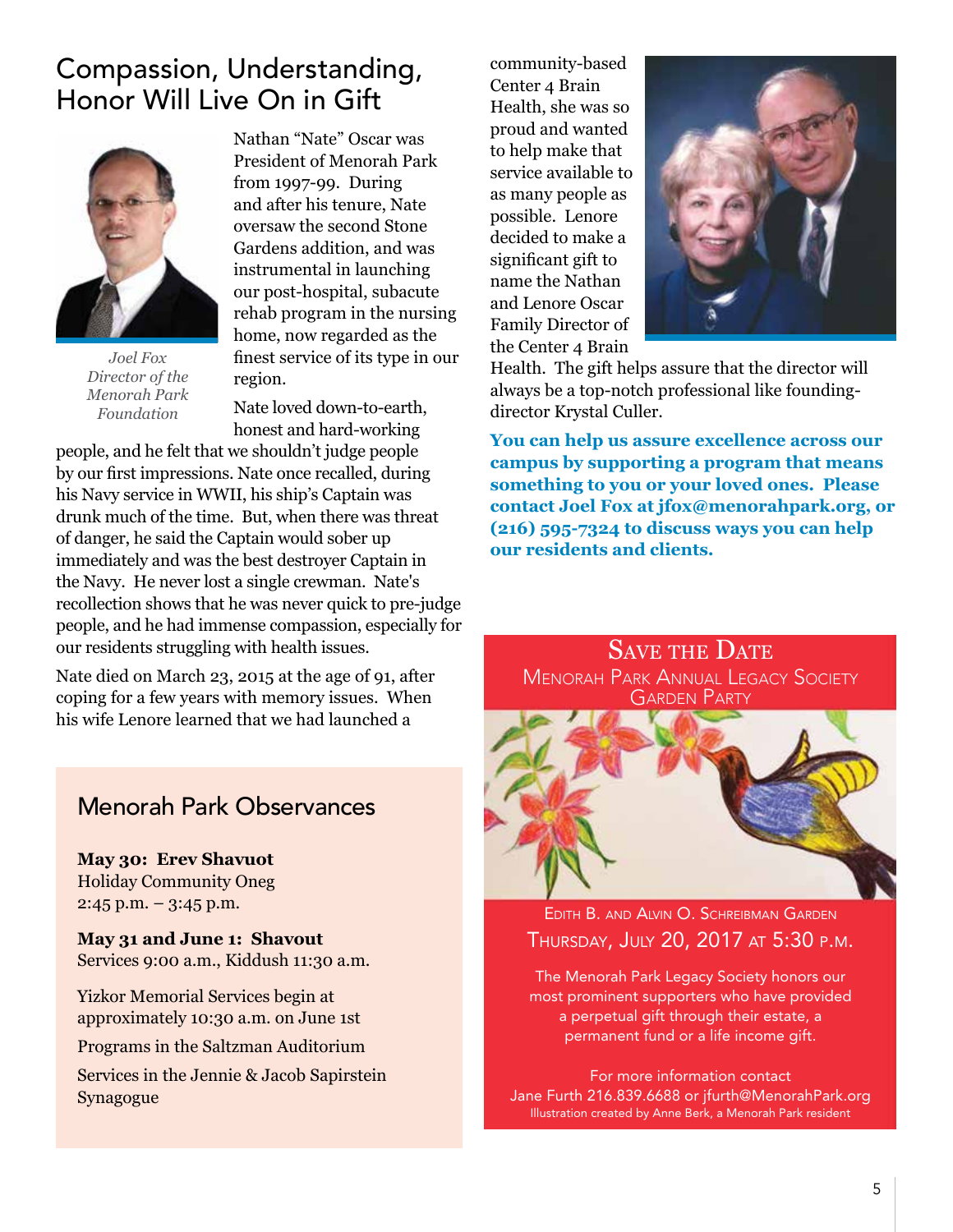## Compassion, Understanding, Honor Will Live On in Gift

*Joel Fox*
*Director of the Menorah Park Foundation*

Nathan "Nate" Oscar was President of Menorah Park from 1997-99. During and after his tenure, Nate oversaw the second Stone Gardens addition, and was instrumental in launching our post-hospital, subacute rehab program in the nursing home, now regarded as the finest service of its type in our region.

Nate loved down-to-earth, honest and hard-working people, and he felt that we shouldn't judge people by our first impressions. Nate once recalled, during his Navy service in WWII, his ship's Captain was drunk much of the time. But, when there was threat of danger, he said the Captain would sober up immediately and was the best destroyer Captain in the Navy. He never lost a single crewman. Nate's recollection shows that he was never quick to pre-judge people, and he had immense compassion, especially for our residents struggling with health issues.

Nate died on March 23, 2015 at the age of 91, after coping for a few years with memory issues. When his wife Lenore learned that we had launched a community-based Center 4 Brain Health, she was so proud and wanted to help make that service available to as many people as possible. Lenore decided to make a significant gift to name the Nathan and Lenore Oscar Family Director of the Center 4 Brain Health. The gift helps assure that the director will always be a top-notch professional like founding-director Krystal Culler.

**You can help us assure excellence across our campus by supporting a program that means something to you or your loved ones. Please contact Joel Fox at jfox@menorahpark.org, or (216) 595-7324 to discuss ways you can help our residents and clients.**

## Menorah Park Observances

**May 30: Erev Shavuot**
Holiday Community Oneg
2:45 p.m. – 3:45 p.m.

**May 31 and June 1: Shavout**
Services 9:00 a.m., Kiddush 11:30 a.m.

Yizkor Memorial Services begin at approximately 10:30 a.m. on June 1st

Programs in the Saltzman Auditorium

Services in the Jennie & Jacob Sapirstein Synagogue

## Save the Date

### Menorah Park Annual Legacy Society Garden Party

Edith B. and Alvin O. Schreibman Garden

Thursday, July 20, 2017 at 5:30 p.m.

The Menorah Park Legacy Society honors our most prominent supporters who have provided a perpetual gift through their estate, a permanent fund or a life income gift.

For more information contact
Jane Furth 216.839.6688 or jfurth@MenorahPark.org

Illustration created by Anne Berk, a Menorah Park resident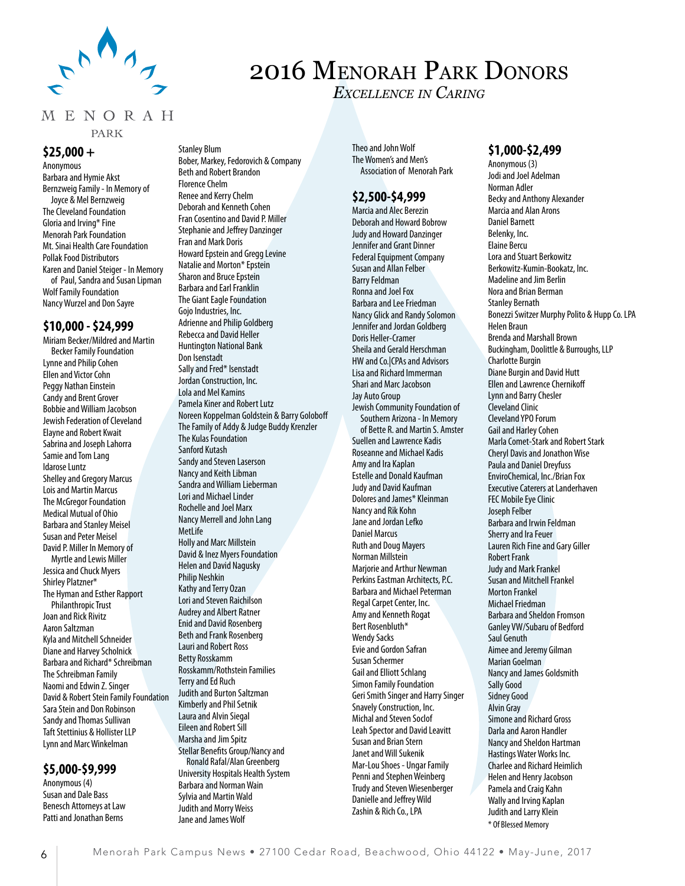# 2016 Menorah Park Donors

*Excellence in Caring*

## $25,000 +

Anonymous
Barbara and Hymie Akst
Bernzweig Family - In Memory of Joyce & Mel Bernzweig
The Cleveland Foundation
Gloria and Irving* Fine
Menorah Park Foundation
Mt. Sinai Health Care Foundation
Pollak Food Distributors
Karen and Daniel Steiger - In Memory of Paul, Sandra and Susan Lipman
Wolf Family Foundation
Nancy Wurzel and Don Sayre

## $10,000 - $24,999

Miriam Becker/Mildred and Martin Becker Family Foundation
Lynne and Philip Cohen
Ellen and Victor Cohn
Peggy Nathan Einstein
Candy and Brent Grover
Bobbie and William Jacobson
Jewish Federation of Cleveland
Elayne and Robert Kwait
Sabrina and Joseph Lahorra
Samie and Tom Lang
Idarose Luntz
Shelley and Gregory Marcus
Lois and Martin Marcus
The McGregor Foundation
Medical Mutual of Ohio
Barbara and Stanley Meisel
Susan and Peter Meisel
David P. Miller In Memory of Myrtle and Lewis Miller
Jessica and Chuck Myers
Shirley Platzner*
The Hyman and Esther Rapport Philanthropic Trust
Joan and Rick Rivitz
Aaron Saltzman
Kyla and Mitchell Schneider
Diane and Harvey Scholnick
Barbara and Richard* Schreibman
The Schreibman Family
Naomi and Edwin Z. Singer
David & Robert Stein Family Foundation
Sara Stein and Don Robinson
Sandy and Thomas Sullivan
Taft Stettinius & Hollister LLP
Lynn and Marc Winkelman

## $5,000-$9,999

Anonymous (4)
Susan and Dale Bass
Benesch Attorneys at Law
Patti and Jonathan Berns
Stanley Blum
Bober, Markey, Fedorovich & Company
Beth and Robert Brandon
Florence Chelm
Renee and Kerry Chelm
Deborah and Kenneth Cohen
Fran Cosentino and David P. Miller
Stephanie and Jeffrey Danzinger
Fran and Mark Doris
Howard Epstein and Gregg Levine
Natalie and Morton* Epstein
Sharon and Bruce Epstein
Barbara and Earl Franklin
The Giant Eagle Foundation
Gojo Industries, Inc.
Adrienne and Philip Goldberg
Rebecca and David Heller
Huntington National Bank
Don Isenstadt
Sally and Fred* Isenstadt
Jordan Construction, Inc.
Lola and Mel Kamins
Pamela Kiner and Robert Lutz
Noreen Koppelman Goldstein & Barry Goloboff
The Family of Addy & Judge Buddy Krenzler
The Kulas Foundation
Sanford Kutash
Sandy and Steven Laserson
Nancy and Keith Libman
Sandra and William Lieberman
Lori and Michael Linder
Rochelle and Joel Marx
Nancy Merrell and John Lang
MetLife
Holly and Marc Millstein
David & Inez Myers Foundation
Helen and David Nagusky
Philip Neshkin
Kathy and Terry Ozan
Lori and Steven Raichilson
Audrey and Albert Ratner
Enid and David Rosenberg
Beth and Frank Rosenberg
Lauri and Robert Ross
Betty Rosskamm
Rosskamm/Rothstein Families
Terry and Ed Ruch
Judith and Burton Saltzman
Kimberly and Phil Setnik
Laura and Alvin Siegal
Eileen and Robert Sill
Marsha and Jim Spitz
Stellar Benefits Group/Nancy and Ronald Rafal/Alan Greenberg
University Hospitals Health System
Barbara and Norman Wain
Sylvia and Martin Wald
Judith and Morry Weiss
Jane and James Wolf
Theo and John Wolf
The Women's and Men's Association of Menorah Park

## $2,500-$4,999

Marcia and Alec Berezin
Deborah and Howard Bobrow
Judy and Howard Danzinger
Jennifer and Grant Dinner
Federal Equipment Company
Susan and Allan Felber
Barry Feldman
Ronna and Joel Fox
Barbara and Lee Friedman
Nancy Glick and Randy Solomon
Jennifer and Jordan Goldberg
Doris Heller-Cramer
Sheila and Gerald Herschman
HW and Co.|CPAs and Advisors
Lisa and Richard Immerman
Shari and Marc Jacobson
Jay Auto Group
Jewish Community Foundation of Southern Arizona - In Memory of Bette R. and Martin S. Amster
Suellen and Lawrence Kadis
Roseanne and Michael Kadis
Amy and Ira Kaplan
Estelle and Donald Kaufman
Judy and David Kaufman
Dolores and James* Kleinman
Nancy and Rik Kohn
Jane and Jordan Lefko
Daniel Marcus
Ruth and Doug Mayers
Norman Millstein
Marjorie and Arthur Newman
Perkins Eastman Architects, P.C.
Barbara and Michael Peterman
Regal Carpet Center, Inc.
Amy and Kenneth Rogat
Bert Rosenbluth*
Wendy Sacks
Evie and Gordon Safran
Susan Schermer
Gail and Elliott Schlang
Simon Family Foundation
Geri Smith Singer and Harry Singer
Snavely Construction, Inc.
Michal and Steven Soclof
Leah Spector and David Leavitt
Susan and Brian Stern
Janet and Will Sukenik
Mar-Lou Shoes - Ungar Family
Penni and Stephen Weinberg
Trudy and Steven Wiesenberger
Danielle and Jeffrey Wild
Zashin & Rich Co., LPA

## $1,000-$2,499

Anonymous (3)
Jodi and Joel Adelman
Norman Adler
Becky and Anthony Alexander
Marcia and Alan Arons
Daniel Barnett
Belenky, Inc.
Elaine Bercu
Lora and Stuart Berkowitz
Berkowitz-Kumin-Bookatz, Inc.
Madeline and Jim Berlin
Nora and Brian Berman
Stanley Bernath
Bonezzi Switzer Murphy Polito & Hupp Co. LPA
Helen Braun
Brenda and Marshall Brown
Buckingham, Doolittle & Burroughs, LLP
Charlotte Burgin
Diane Burgin and David Hutt
Ellen and Lawrence Chernikoff
Lynn and Barry Chesler
Cleveland Clinic
Cleveland YPO Forum
Gail and Harley Cohen
Marla Comet-Stark and Robert Stark
Cheryl Davis and Jonathon Wise
Paula and Daniel Dreyfuss
EnviroChemical, Inc./Brian Fox
Executive Caterers at Landerhaven
FEC Mobile Eye Clinic
Joseph Felber
Barbara and Irwin Feldman
Sherry and Ira Feuer
Lauren Rich Fine and Gary Giller
Robert Frank
Judy and Mark Frankel
Susan and Mitchell Frankel
Morton Frankel
Michael Friedman
Barbara and Sheldon Fromson
Ganley VW/Subaru of Bedford
Saul Genuth
Aimee and Jeremy Gilman
Marian Goelman
Nancy and James Goldsmith
Sally Good
Sidney Good
Alvin Gray
Simone and Richard Gross
Darla and Aaron Handler
Nancy and Sheldon Hartman
Hastings Water Works Inc.
Charlee and Richard Heimlich
Helen and Henry Jacobson
Pamela and Craig Kahn
Wally and Irving Kaplan
Judith and Larry Klein

\* Of Blessed Memory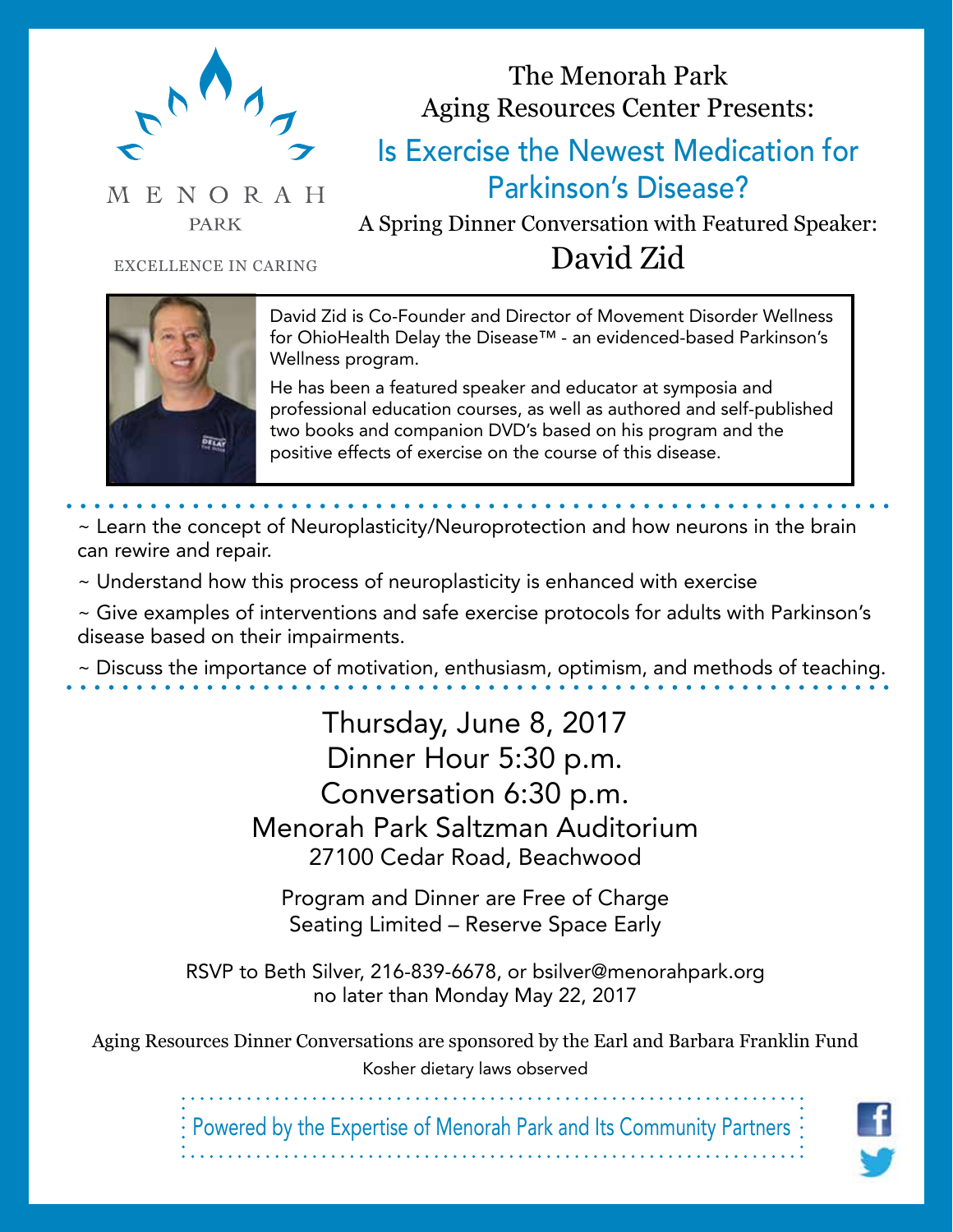MENORAH

PARK

EXCELLENCE IN CARING

The Menorah Park
Aging Resources Center Presents:

# Is Exercise the Newest Medication for Parkinson's Disease?

A Spring Dinner Conversation with Featured Speaker:

## David Zid

David Zid is Co-Founder and Director of Movement Disorder Wellness for OhioHealth Delay the Disease™ - an evidenced-based Parkinson's Wellness program.

He has been a featured speaker and educator at symposia and professional education courses, as well as authored and self-published two books and companion DVD's based on his program and the positive effects of exercise on the course of this disease.

~ Learn the concept of Neuroplasticity/Neuroprotection and how neurons in the brain can rewire and repair.

~ Understand how this process of neuroplasticity is enhanced with exercise

~ Give examples of interventions and safe exercise protocols for adults with Parkinson's disease based on their impairments.

~ Discuss the importance of motivation, enthusiasm, optimism, and methods of teaching.

Thursday, June 8, 2017
Dinner Hour 5:30 p.m.
Conversation 6:30 p.m.
Menorah Park Saltzman Auditorium
27100 Cedar Road, Beachwood

Program and Dinner are Free of Charge
Seating Limited – Reserve Space Early

RSVP to Beth Silver, 216-839-6678, or bsilver@menorahpark.org
no later than Monday May 22, 2017

Aging Resources Dinner Conversations are sponsored by the Earl and Barbara Franklin Fund

Kosher dietary laws observed

Powered by the Expertise of Menorah Park and Its Community Partners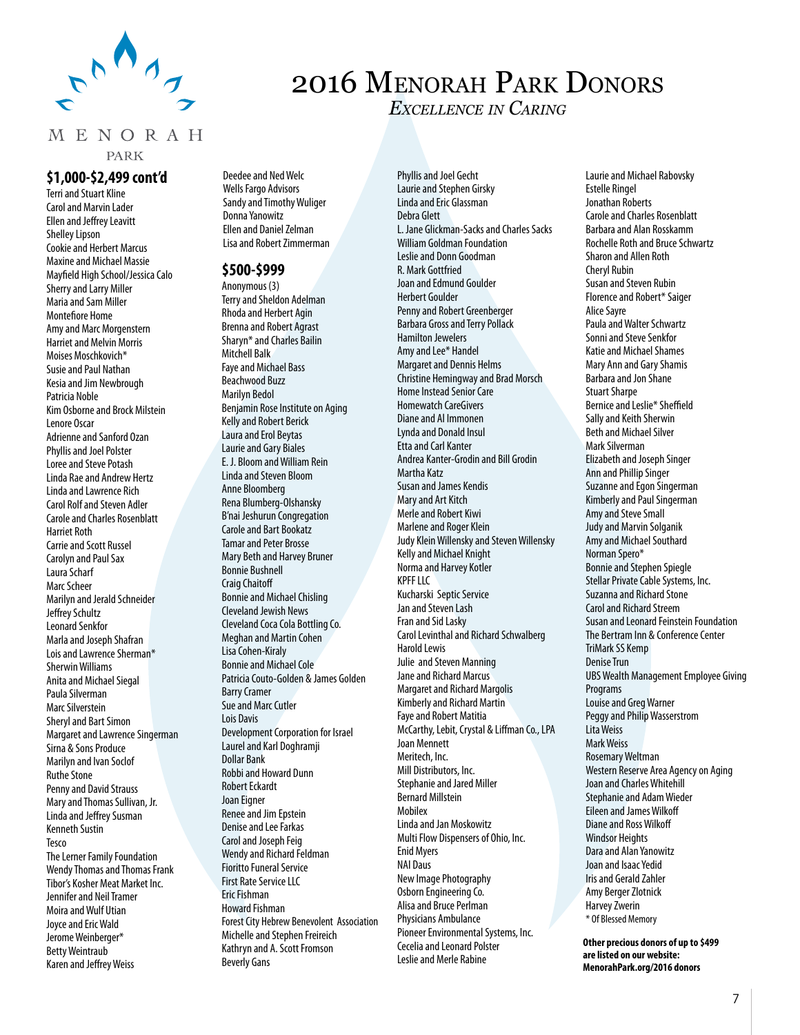# 2016 Menorah Park Donors

*Excellence in Caring*

MENORAH PARK

## $1,000-$2,499 cont'd

Terri and Stuart Kline
Carol and Marvin Lader
Ellen and Jeffrey Leavitt
Shelley Lipson
Cookie and Herbert Marcus
Maxine and Michael Massie
Mayfield High School/Jessica Calo
Sherry and Larry Miller
Maria and Sam Miller
Montefiore Home
Amy and Marc Morgenstern
Harriet and Melvin Morris
Moises Moschkovich*
Susie and Paul Nathan
Kesia and Jim Newbrough
Patricia Noble
Kim Osborne and Brock Milstein
Lenore Oscar
Adrienne and Sanford Ozan
Phyllis and Joel Polster
Loree and Steve Potash
Linda Rae and Andrew Hertz
Linda and Lawrence Rich
Carol Rolf and Steven Adler
Carole and Charles Rosenblatt
Harriet Roth
Carrie and Scott Russel
Carolyn and Paul Sax
Laura Scharf
Marc Scheer
Marilyn and Jerald Schneider
Jeffrey Schultz
Leonard Senkfor
Marla and Joseph Shafran
Lois and Lawrence Sherman*
Sherwin Williams
Anita and Michael Siegal
Paula Silverman
Marc Silverstein
Sheryl and Bart Simon
Margaret and Lawrence Singerman
Sirna & Sons Produce
Marilyn and Ivan Soclof
Ruthe Stone
Penny and David Strauss
Mary and Thomas Sullivan, Jr.
Linda and Jeffrey Susman
Kenneth Sustin
Tesco
The Lerner Family Foundation
Wendy Thomas and Thomas Frank
Tibor's Kosher Meat Market Inc.
Jennifer and Neil Tramer
Moira and Wulf Utian
Joyce and Eric Wald
Jerome Weinberger*
Betty Weintraub
Karen and Jeffrey Weiss
Deedee and Ned Welc
Wells Fargo Advisors
Sandy and Timothy Wuliger
Donna Yanowitz
Ellen and Daniel Zelman
Lisa and Robert Zimmerman

## $500-$999

Anonymous (3)
Terry and Sheldon Adelman
Rhoda and Herbert Agin
Brenna and Robert Agrast
Sharyn* and Charles Bailin
Mitchell Balk
Faye and Michael Bass
Beachwood Buzz
Marilyn Bedol
Benjamin Rose Institute on Aging
Kelly and Robert Berick
Laura and Erol Beytas
Laurie and Gary Biales
E. J. Bloom and William Rein
Linda and Steven Bloom
Anne Bloomberg
Rena Blumberg-Olshansky
B'nai Jeshurun Congregation
Carole and Bart Bookatz
Tamar and Peter Brosse
Mary Beth and Harvey Bruner
Bonnie Bushnell
Craig Chaitoff
Bonnie and Michael Chisling
Cleveland Jewish News
Cleveland Coca Cola Bottling Co.
Meghan and Martin Cohen
Lisa Cohen-Kiraly
Bonnie and Michael Cole
Patricia Couto-Golden & James Golden
Barry Cramer
Sue and Marc Cutler
Lois Davis
Development Corporation for Israel
Laurel and Karl Doghramji
Dollar Bank
Robbi and Howard Dunn
Robert Eckardt
Joan Eigner
Renee and Jim Epstein
Denise and Lee Farkas
Carol and Joseph Feig
Wendy and Richard Feldman
Fioritto Funeral Service
First Rate Service LLC
Eric Fishman
Howard Fishman
Forest City Hebrew Benevolent Association
Michelle and Stephen Freireich
Kathryn and A. Scott Fromson
Beverly Gans
Phyllis and Joel Gecht
Laurie and Stephen Girsky
Linda and Eric Glassman
Debra Glett
L. Jane Glickman-Sacks and Charles Sacks
William Goldman Foundation
Leslie and Donn Goodman
R. Mark Gottfried
Joan and Edmund Goulder
Herbert Goulder
Penny and Robert Greenberger
Barbara Gross and Terry Pollack
Hamilton Jewelers
Amy and Lee* Handel
Margaret and Dennis Helms
Christine Hemingway and Brad Morsch
Home Instead Senior Care
Homewatch CareGivers
Diane and Al Immonen
Lynda and Donald Insul
Etta and Carl Kanter
Andrea Kanter-Grodin and Bill Grodin
Martha Katz
Susan and James Kendis
Mary and Art Kitch
Merle and Robert Kiwi
Marlene and Roger Klein
Judy Klein Willensky and Steven Willensky
Kelly and Michael Knight
Norma and Harvey Kotler
KPFF LLC
Kucharski Septic Service
Jan and Steven Lash
Fran and Sid Lasky
Carol Levinthal and Richard Schwalberg
Harold Lewis
Julie and Steven Manning
Jane and Richard Marcus
Margaret and Richard Margolis
Kimberly and Richard Martin
Faye and Robert Matitia
McCarthy, Lebit, Crystal & Liffman Co., LPA
Joan Mennett
Meritech, Inc.
Mill Distributors, Inc.
Stephanie and Jared Miller
Bernard Millstein
Mobilex
Linda and Jan Moskowitz
Multi Flow Dispensers of Ohio, Inc.
Enid Myers
NAI Daus
New Image Photography
Osborn Engineering Co.
Alisa and Bruce Perlman
Physicians Ambulance
Pioneer Environmental Systems, Inc.
Cecelia and Leonard Polster
Leslie and Merle Rabine
Laurie and Michael Rabovsky
Estelle Ringel
Jonathan Roberts
Carole and Charles Rosenblatt
Barbara and Alan Rosskamm
Rochelle Roth and Bruce Schwartz
Sharon and Allen Roth
Cheryl Rubin
Susan and Steven Rubin
Florence and Robert* Saiger
Alice Sayre
Paula and Walter Schwartz
Sonni and Steve Senkfor
Katie and Michael Shames
Mary Ann and Gary Shamis
Barbara and Jon Shane
Stuart Sharpe
Bernice and Leslie* Sheffield
Sally and Keith Sherwin
Beth and Michael Silver
Mark Silverman
Elizabeth and Joseph Singer
Ann and Phillip Singer
Suzanne and Egon Singerman
Kimberly and Paul Singerman
Amy and Steve Small
Judy and Marvin Solganik
Amy and Michael Southard
Norman Spero*
Bonnie and Stephen Spiegle
Stellar Private Cable Systems, Inc.
Suzanna and Richard Stone
Carol and Richard Streem
Susan and Leonard Feinstein Foundation
The Bertram Inn & Conference Center
TriMark SS Kemp
Denise Trun
UBS Wealth Management Employee Giving Programs
Louise and Greg Warner
Peggy and Philip Wasserstrom
Lita Weiss
Mark Weiss
Rosemary Weltman
Western Reserve Area Agency on Aging
Joan and Charles Whitehill
Stephanie and Adam Wieder
Eileen and James Wilkoff
Diane and Ross Wilkoff
Windsor Heights
Dara and Alan Yanowitz
Joan and Isaac Yedid
Iris and Gerald Zahler
Amy Berger Zlotnick
Harvey Zwerin

\* Of Blessed Memory

**Other precious donors of up to $499 are listed on our website: MenorahPark.org/2016 donors**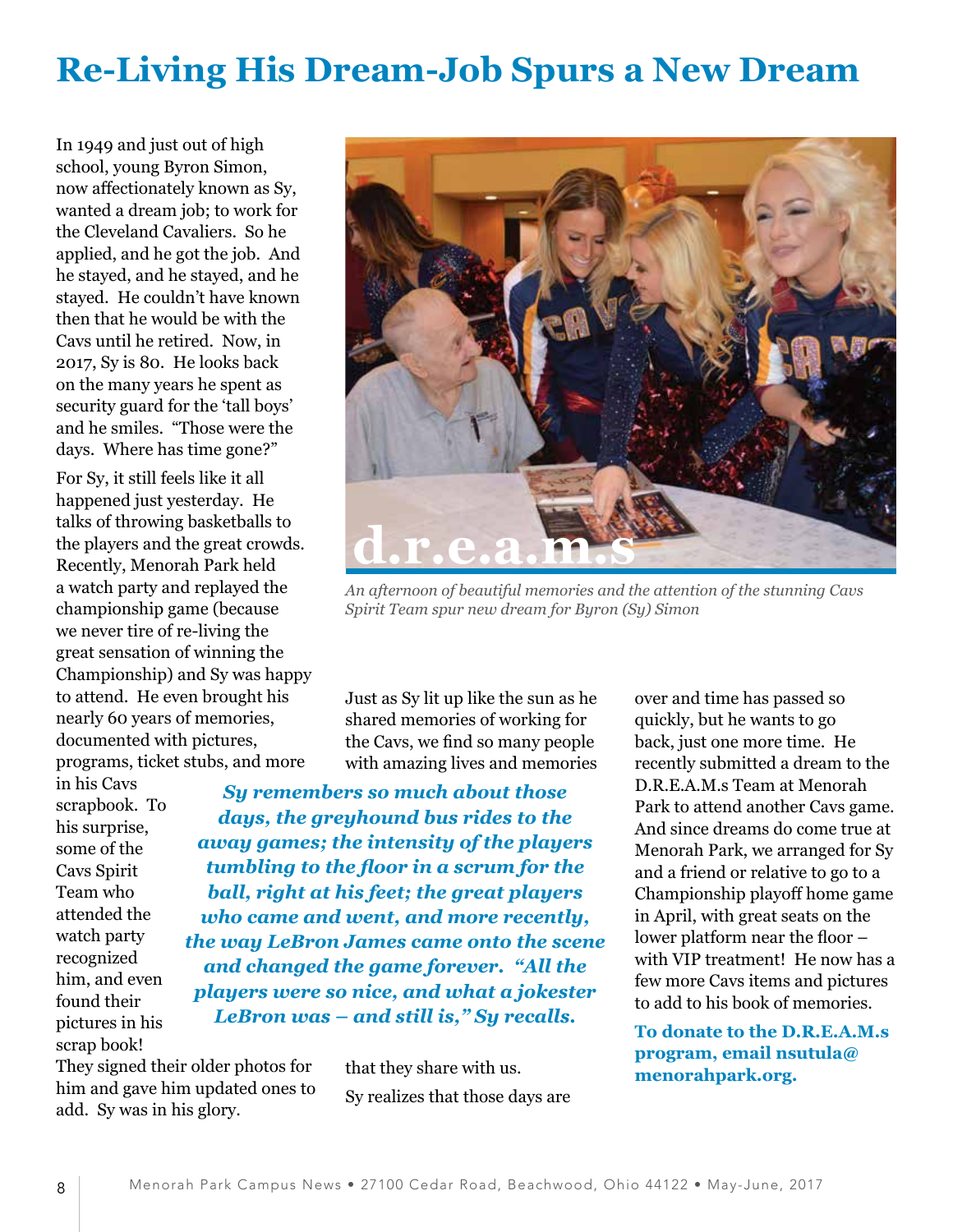# Re-Living His Dream-Job Spurs a New Dream

In 1949 and just out of high school, young Byron Simon, now affectionately known as Sy, wanted a dream job; to work for the Cleveland Cavaliers. So he applied, and he got the job. And he stayed, and he stayed, and he stayed. He couldn't have known then that he would be with the Cavs until he retired. Now, in 2017, Sy is 80. He looks back on the many years he spent as security guard for the 'tall boys' and he smiles. "Those were the days. Where has time gone?"

For Sy, it still feels like it all happened just yesterday. He talks of throwing basketballs to the players and the great crowds. Recently, Menorah Park held a watch party and replayed the championship game (because we never tire of re-living the great sensation of winning the Championship) and Sy was happy to attend. He even brought his nearly 60 years of memories, documented with pictures, programs, ticket stubs, and more in his Cavs scrapbook. To his surprise, some of the Cavs Spirit Team who attended the watch party recognized him, and even found their pictures in his scrap book! They signed their older photos for him and gave him updated ones to add. Sy was in his glory.

d.r.e.a.m.s

*An afternoon of beautiful memories and the attention of the stunning Cavs Spirit Team spur new dream for Byron (Sy) Simon*

***Sy remembers so much about those days, the greyhound bus rides to the away games; the intensity of the players tumbling to the floor in a scrum for the ball, right at his feet; the great players who came and went, and more recently, the way LeBron James came onto the scene and changed the game forever. "All the players were so nice, and what a jokester LeBron was – and still is," Sy recalls.***

Just as Sy lit up like the sun as he shared memories of working for the Cavs, we find so many people with amazing lives and memories that they share with us.

Sy realizes that those days are over and time has passed so quickly, but he wants to go back, just one more time. He recently submitted a dream to the D.R.E.A.M.s Team at Menorah Park to attend another Cavs game. And since dreams do come true at Menorah Park, we arranged for Sy and a friend or relative to go to a Championship playoff home game in April, with great seats on the lower platform near the floor – with VIP treatment! He now has a few more Cavs items and pictures to add to his book of memories.

**To donate to the D.R.E.A.M.s program, email nsutula@menorahpark.org.**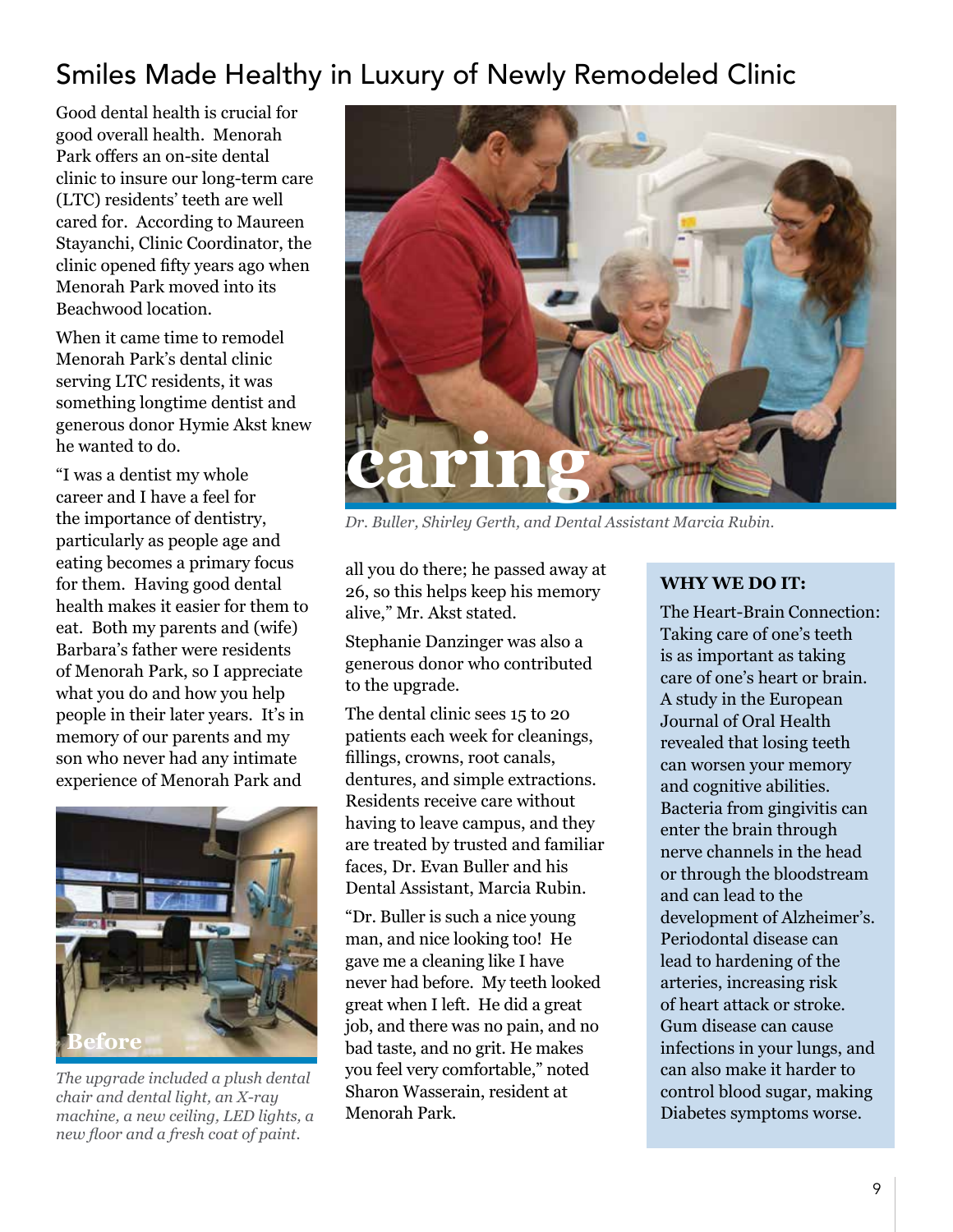## Smiles Made Healthy in Luxury of Newly Remodeled Clinic

Good dental health is crucial for good overall health. Menorah Park offers an on-site dental clinic to insure our long-term care (LTC) residents' teeth are well cared for. According to Maureen Stayanchi, Clinic Coordinator, the clinic opened fifty years ago when Menorah Park moved into its Beachwood location.

When it came time to remodel Menorah Park's dental clinic serving LTC residents, it was something longtime dentist and generous donor Hymie Akst knew he wanted to do.

"I was a dentist my whole career and I have a feel for the importance of dentistry, particularly as people age and eating becomes a primary focus for them. Having good dental health makes it easier for them to eat. Both my parents and (wife) Barbara's father were residents of Menorah Park, so I appreciate what you do and how you help people in their later years. It's in memory of our parents and my son who never had any intimate experience of Menorah Park and all you do there; he passed away at 26, so this helps keep his memory alive," Mr. Akst stated.

*The upgrade included a plush dental chair and dental light, an X-ray machine, a new ceiling, LED lights, a new floor and a fresh coat of paint.*

*Dr. Buller, Shirley Gerth, and Dental Assistant Marcia Rubin.*

Stephanie Danzinger was also a generous donor who contributed to the upgrade.

The dental clinic sees 15 to 20 patients each week for cleanings, fillings, crowns, root canals, dentures, and simple extractions. Residents receive care without having to leave campus, and they are treated by trusted and familiar faces, Dr. Evan Buller and his Dental Assistant, Marcia Rubin.

"Dr. Buller is such a nice young man, and nice looking too! He gave me a cleaning like I have never had before. My teeth looked great when I left. He did a great job, and there was no pain, and no bad taste, and no grit. He makes you feel very comfortable," noted Sharon Wasserain, resident at Menorah Park.

**WHY WE DO IT:**

The Heart-Brain Connection: Taking care of one's teeth is as important as taking care of one's heart or brain. A study in the European Journal of Oral Health revealed that losing teeth can worsen your memory and cognitive abilities. Bacteria from gingivitis can enter the brain through nerve channels in the head or through the bloodstream and can lead to the development of Alzheimer's. Periodontal disease can lead to hardening of the arteries, increasing risk of heart attack or stroke. Gum disease can cause infections in your lungs, and can also make it harder to control blood sugar, making Diabetes symptoms worse.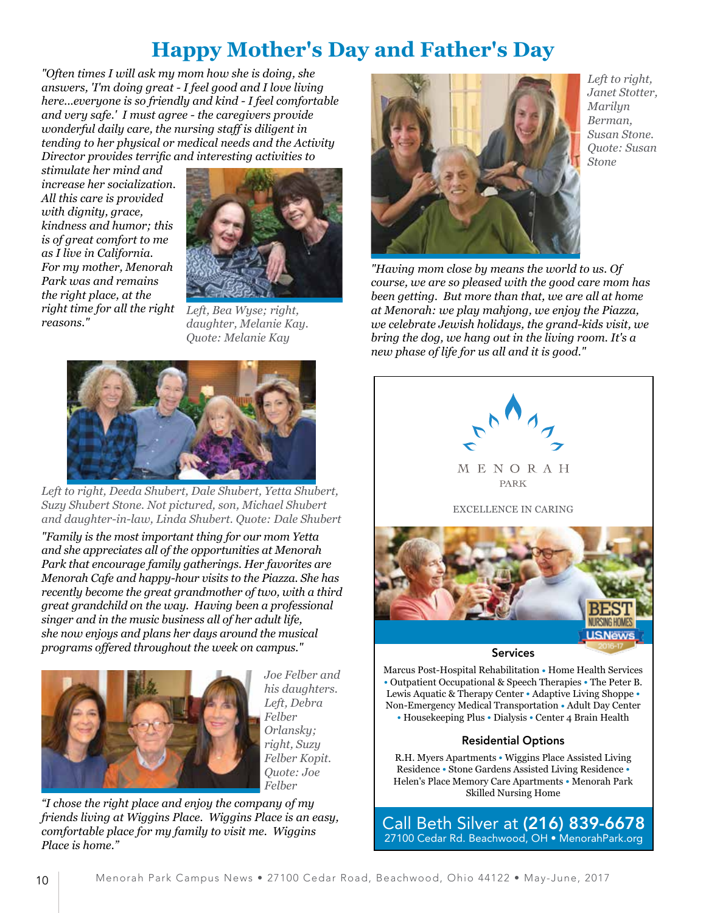# Happy Mother's Day and Father's Day

*"Often times I will ask my mom how she is doing, she answers, 'I'm doing great - I feel good and I love living here...everyone is so friendly and kind - I feel comfortable and very safe.' I must agree - the caregivers provide wonderful daily care, the nursing staff is diligent in tending to her physical or medical needs and the Activity Director provides terrific and interesting activities to stimulate her mind and increase her socialization. All this care is provided with dignity, grace, kindness and humor; this is of great comfort to me as I live in California. For my mother, Menorah Park was and remains the right place, at the right time for all the right reasons."*

*Left, Bea Wyse; right, daughter, Melanie Kay. Quote: Melanie Kay*

*Left to right, Deeda Shubert, Dale Shubert, Yetta Shubert, Suzy Shubert Stone. Not pictured, son, Michael Shubert and daughter-in-law, Linda Shubert. Quote: Dale Shubert*

*"Family is the most important thing for our mom Yetta and she appreciates all of the opportunities at Menorah Park that encourage family gatherings. Her favorites are Menorah Cafe and happy-hour visits to the Piazza. She has recently become the great grandmother of two, with a third great grandchild on the way. Having been a professional singer and in the music business all of her adult life, she now enjoys and plans her days around the musical programs offered throughout the week on campus."*

*Joe Felber and his daughters. Left, Debra Felber Orlansky; right, Suzy Felber Kopit. Quote: Joe Felber*

*"I chose the right place and enjoy the company of my friends living at Wiggins Place. Wiggins Place is an easy, comfortable place for my family to visit me. Wiggins Place is home."*

*Left to right, Janet Stotter, Marilyn Berman, Susan Stone. Quote: Susan Stone*

*"Having mom close by means the world to us. Of course, we are so pleased with the good care mom has been getting. But more than that, we are all at home at Menorah: we play mahjong, we enjoy the Piazza, we celebrate Jewish holidays, the grand-kids visit, we bring the dog, we hang out in the living room. It's a new phase of life for us all and it is good."*

MENORAH PARK

EXCELLENCE IN CARING

BEST NURSING HOMES US News 2016-17

**Services**

Marcus Post-Hospital Rehabilitation • Home Health Services • Outpatient Occupational & Speech Therapies • The Peter B. Lewis Aquatic & Therapy Center • Adaptive Living Shoppe • Non-Emergency Medical Transportation • Adult Day Center • Housekeeping Plus • Dialysis • Center 4 Brain Health

**Residential Options**

R.H. Myers Apartments • Wiggins Place Assisted Living Residence • Stone Gardens Assisted Living Residence • Helen's Place Memory Care Apartments • Menorah Park Skilled Nursing Home

Call Beth Silver at **(216) 839-6678**
27100 Cedar Rd. Beachwood, OH • MenorahPark.org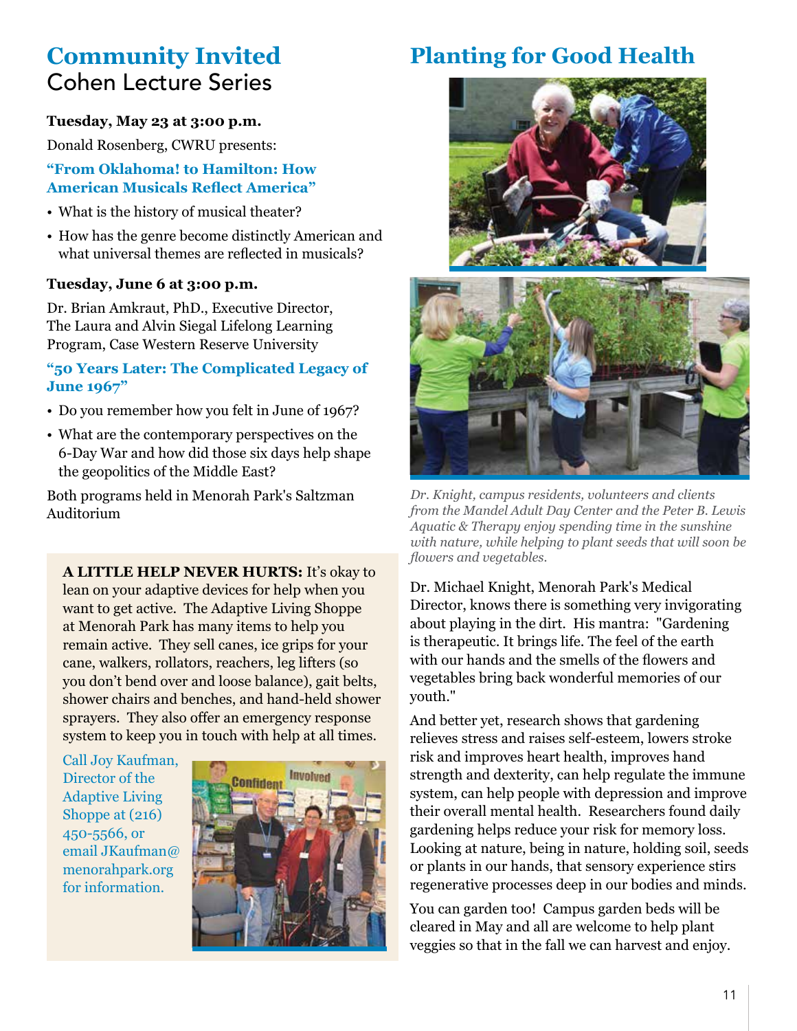# Community Invited

## Cohen Lecture Series

**Tuesday, May 23 at 3:00 p.m.**

Donald Rosenberg, CWRU presents:

**"From Oklahoma! to Hamilton: How American Musicals Reflect America"**

- What is the history of musical theater?
- How has the genre become distinctly American and what universal themes are reflected in musicals?

**Tuesday, June 6 at 3:00 p.m.**

Dr. Brian Amkraut, PhD., Executive Director, The Laura and Alvin Siegal Lifelong Learning Program, Case Western Reserve University

**"50 Years Later: The Complicated Legacy of June 1967"**

- Do you remember how you felt in June of 1967?
- What are the contemporary perspectives on the 6-Day War and how did those six days help shape the geopolitics of the Middle East?

Both programs held in Menorah Park's Saltzman Auditorium

**A LITTLE HELP NEVER HURTS:** It's okay to lean on your adaptive devices for help when you want to get active. The Adaptive Living Shoppe at Menorah Park has many items to help you remain active. They sell canes, ice grips for your cane, walkers, rollators, reachers, leg lifters (so you don't bend over and loose balance), gait belts, shower chairs and benches, and hand-held shower sprayers. They also offer an emergency response system to keep you in touch with help at all times.

Call Joy Kaufman, Director of the Adaptive Living Shoppe at (216) 450-5566, or email JKaufman@menorahpark.org for information.

# Planting for Good Health

*Dr. Knight, campus residents, volunteers and clients from the Mandel Adult Day Center and the Peter B. Lewis Aquatic & Therapy enjoy spending time in the sunshine with nature, while helping to plant seeds that will soon be flowers and vegetables.*

Dr. Michael Knight, Menorah Park's Medical Director, knows there is something very invigorating about playing in the dirt. His mantra: "Gardening is therapeutic. It brings life. The feel of the earth with our hands and the smells of the flowers and vegetables bring back wonderful memories of our youth."

And better yet, research shows that gardening relieves stress and raises self-esteem, lowers stroke risk and improves heart health, improves hand strength and dexterity, can help regulate the immune system, can help people with depression and improve their overall mental health. Researchers found daily gardening helps reduce your risk for memory loss. Looking at nature, being in nature, holding soil, seeds or plants in our hands, that sensory experience stirs regenerative processes deep in our bodies and minds.

You can garden too! Campus garden beds will be cleared in May and all are welcome to help plant veggies so that in the fall we can harvest and enjoy.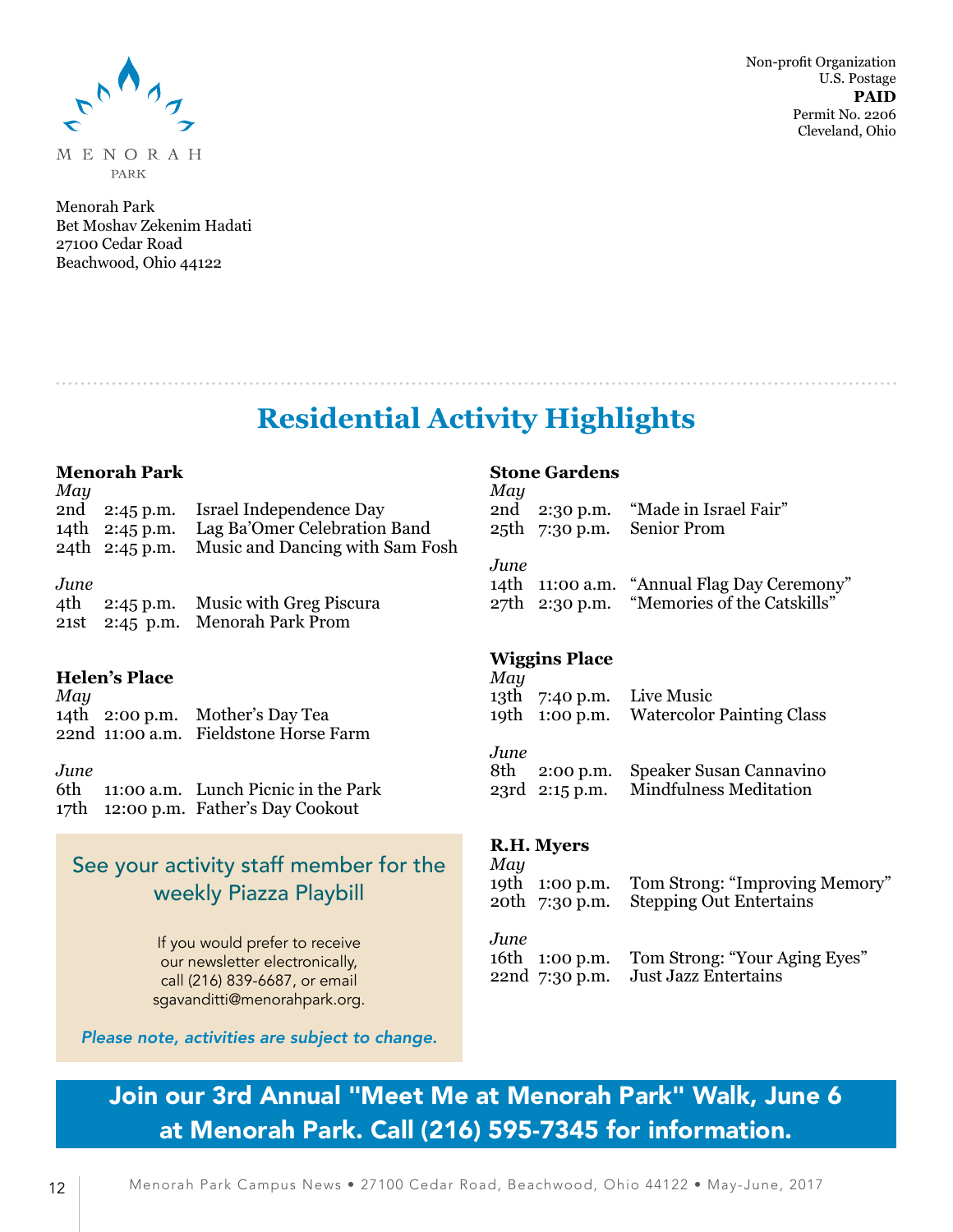MENORAH PARK

Menorah Park
Bet Moshav Zekenim Hadati
27100 Cedar Road
Beachwood, Ohio 44122

Non-profit Organization
U.S. Postage
**PAID**
Permit No. 2206
Cleveland, Ohio

# Residential Activity Highlights

### Menorah Park

*May*

| | | |
|---|---|---|
| 2nd | 2:45 p.m. | Israel Independence Day |
| 14th | 2:45 p.m. | Lag Ba'Omer Celebration Band |
| 24th | 2:45 p.m. | Music and Dancing with Sam Fosh |

*June*

| | | |
|---|---|---|
| 4th | 2:45 p.m. | Music with Greg Piscura |
| 21st | 2:45 p.m. | Menorah Park Prom |

### Helen's Place

*May*

| | | |
|---|---|---|
| 14th | 2:00 p.m. | Mother's Day Tea |
| 22nd | 11:00 a.m. | Fieldstone Horse Farm |

*June*

| | | |
|---|---|---|
| 6th | 11:00 a.m. | Lunch Picnic in the Park |
| 17th | 12:00 p.m. | Father's Day Cookout |

See your activity staff member for the weekly Piazza Playbill

If you would prefer to receive our newsletter electronically, call (216) 839-6687, or email sgavanditti@menorahpark.org.

*Please note, activities are subject to change.*

### Stone Gardens

*May*

| | | |
|---|---|---|
| 2nd | 2:30 p.m. | "Made in Israel Fair" |
| 25th | 7:30 p.m. | Senior Prom |

*June*

| | | |
|---|---|---|
| 14th | 11:00 a.m. | "Annual Flag Day Ceremony" |
| 27th | 2:30 p.m. | "Memories of the Catskills" |

### Wiggins Place

*May*

| | | |
|---|---|---|
| 13th | 7:40 p.m. | Live Music |
| 19th | 1:00 p.m. | Watercolor Painting Class |

*June*

| | | |
|---|---|---|
| 8th | 2:00 p.m. | Speaker Susan Cannavino |
| 23rd | 2:15 p.m. | Mindfulness Meditation |

### R.H. Myers

*May*

| | | |
|---|---|---|
| 19th | 1:00 p.m. | Tom Strong: "Improving Memory" |
| 20th | 7:30 p.m. | Stepping Out Entertains |

*June*

| | | |
|---|---|---|
| 16th | 1:00 p.m. | Tom Strong: "Your Aging Eyes" |
| 22nd | 7:30 p.m. | Just Jazz Entertains |

**Join our 3rd Annual "Meet Me at Menorah Park" Walk, June 6 at Menorah Park. Call (216) 595-7345 for information.**